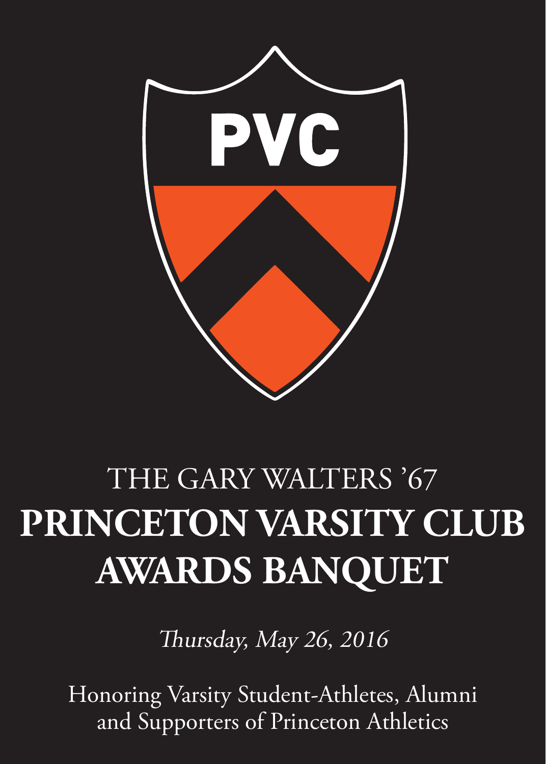PVC

THE GARY WALTERS '67

# PRINCETON VARSITY CLUB AWARDS BANQUET

*Thursday, May 26, 2016*

Honoring Varsity Student-Athletes, Alumni and Supporters of Princeton Athletics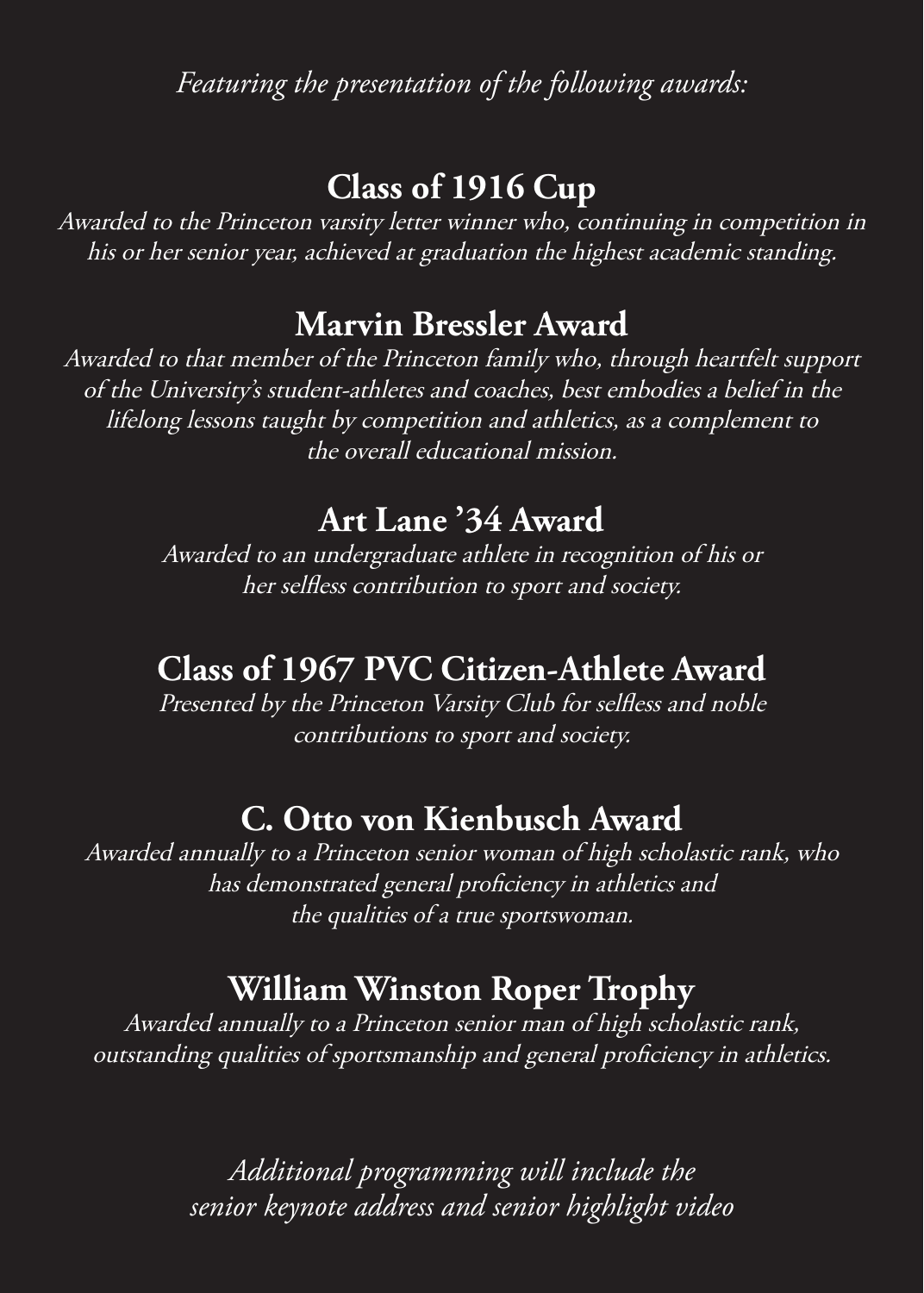*Featuring the presentation of the following awards:*

## Class of 1916 Cup

*Awarded to the Princeton varsity letter winner who, continuing in competition in his or her senior year, achieved at graduation the highest academic standing.*

## Marvin Bressler Award

*Awarded to that member of the Princeton family who, through heartfelt support of the University's student-athletes and coaches, best embodies a belief in the lifelong lessons taught by competition and athletics, as a complement to the overall educational mission.*

## Art Lane '34 Award

*Awarded to an undergraduate athlete in recognition of his or her selfless contribution to sport and society.*

## Class of 1967 PVC Citizen-Athlete Award

*Presented by the Princeton Varsity Club for selfless and noble contributions to sport and society.*

## C. Otto von Kienbusch Award

*Awarded annually to a Princeton senior woman of high scholastic rank, who has demonstrated general proficiency in athletics and the qualities of a true sportswoman.*

## William Winston Roper Trophy

*Awarded annually to a Princeton senior man of high scholastic rank, outstanding qualities of sportsmanship and general proficiency in athletics.*

*Additional programming will include the senior keynote address and senior highlight video*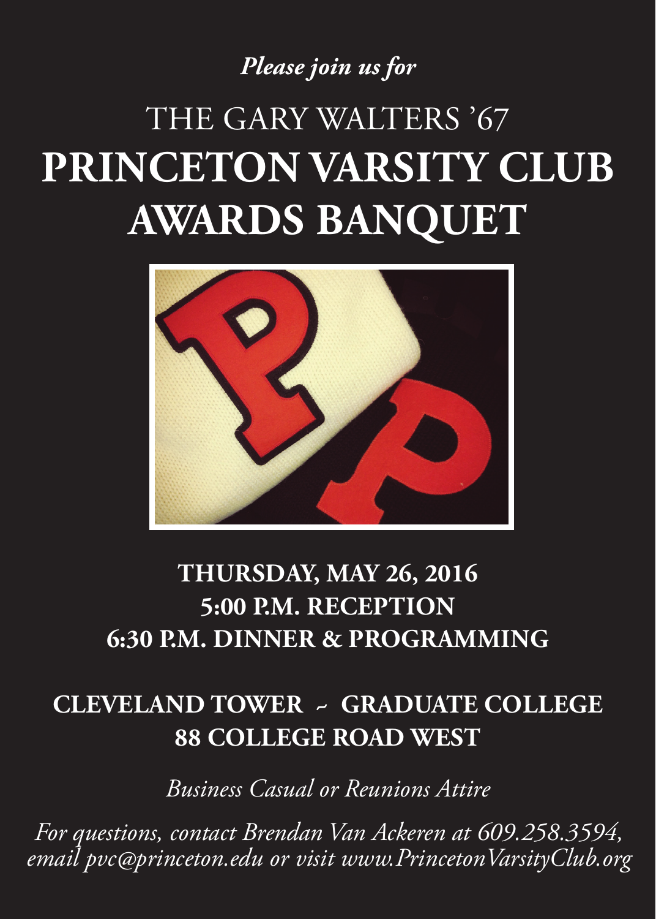*Please join us for*

# THE GARY WALTERS '67
# PRINCETON VARSITY CLUB AWARDS BANQUET

**THURSDAY, MAY 26, 2016**
**5:00 P.M. RECEPTION**
**6:30 P.M. DINNER & PROGRAMMING**

**CLEVELAND TOWER ~ GRADUATE COLLEGE**
**88 COLLEGE ROAD WEST**

*Business Casual or Reunions Attire*

*For questions, contact Brendan Van Ackeren at 609.258.3594, email pvc@princeton.edu or visit www.PrincetonVarsityClub.org*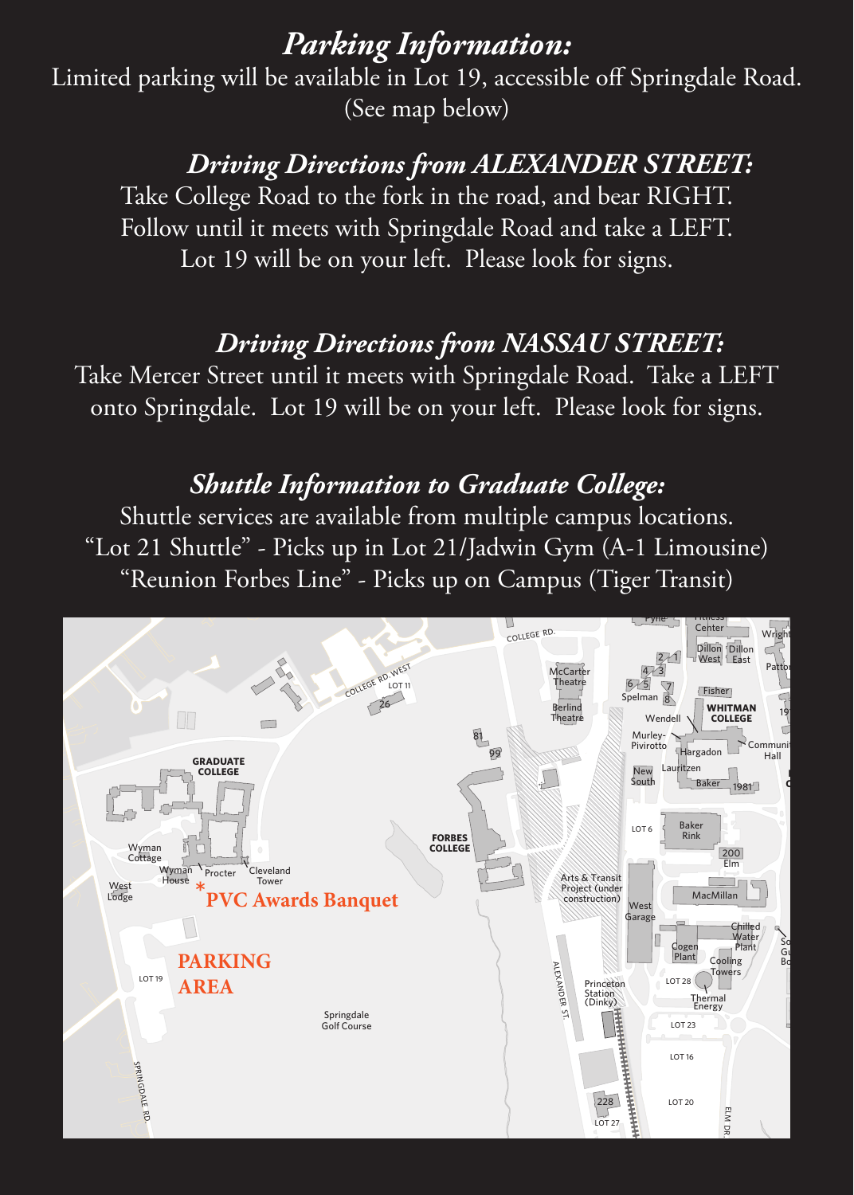## *Parking Information:*

Limited parking will be available in Lot 19, accessible off Springdale Road. (See map below)

### *Driving Directions from ALEXANDER STREET:*

Take College Road to the fork in the road, and bear RIGHT. Follow until it meets with Springdale Road and take a LEFT. Lot 19 will be on your left. Please look for signs.

### *Driving Directions from NASSAU STREET:*

Take Mercer Street until it meets with Springdale Road. Take a LEFT onto Springdale. Lot 19 will be on your left. Please look for signs.

### *Shuttle Information to Graduate College:*

Shuttle services are available from multiple campus locations.
"Lot 21 Shuttle" - Picks up in Lot 21/Jadwin Gym (A-1 Limousine)
"Reunion Forbes Line" - Picks up on Campus (Tiger Transit)

PVC Awards Banquet

PARKING AREA

GRADUATE COLLEGE
Wyman Cottage
Wyman House
Procter
Cleveland Tower
West Lodge
LOT 19
SPRINGDALE RD.
Springdale Golf Course
COLLEGE RD. WEST
LOT 11
26
COLLEGE RD.
81
99
FORBES COLLEGE
ALEXANDER ST.
Arts & Transit Project (under construction)
McCarter Theatre
Berlind Theatre
Princeton Station (Dinky)
228
LOT 27
West Garage
LOT 6
Spelman
Wendell
Murley-Pirivotto
New South
Hargadon
Lauritzen
Baker
1981
WHITMAN COLLEGE
Fisher
Community Hall
Baker Rink
200 Elm
MacMillan
Cogen Plant
Chilled Water Plant
Cooling Towers
Thermal Energy
LOT 28
LOT 23
LOT 16
LOT 20
ELM DR.
Fitness Center
Dillon West
Dillon East
Pyne
Wright
Patton
1 2 3 4 5 6 7 8